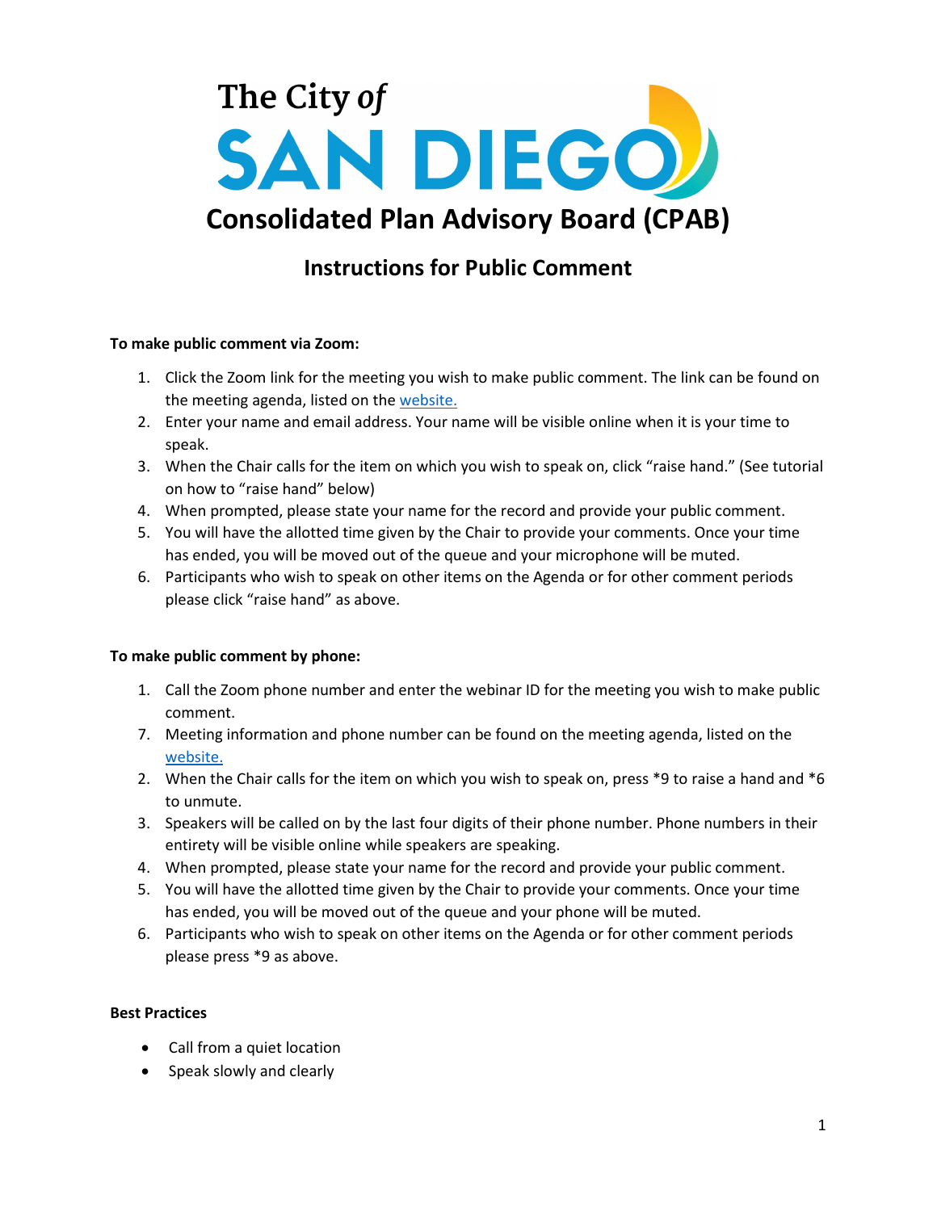The City of

SAN DIEGO

# Consolidated Plan Advisory Board (CPAB)

## Instructions for Public Comment

**To make public comment via Zoom:**

1. Click the Zoom link for the meeting you wish to make public comment. The link can be found on the meeting agenda, listed on the website.
2. Enter your name and email address. Your name will be visible online when it is your time to speak.
3. When the Chair calls for the item on which you wish to speak on, click "raise hand." (See tutorial on how to "raise hand" below)
4. When prompted, please state your name for the record and provide your public comment.
5. You will have the allotted time given by the Chair to provide your comments. Once your time has ended, you will be moved out of the queue and your microphone will be muted.
6. Participants who wish to speak on other items on the Agenda or for other comment periods please click "raise hand" as above.

**To make public comment by phone:**

1. Call the Zoom phone number and enter the webinar ID for the meeting you wish to make public comment.
7. Meeting information and phone number can be found on the meeting agenda, listed on the website.
2. When the Chair calls for the item on which you wish to speak on, press *9 to raise a hand and *6 to unmute.
3. Speakers will be called on by the last four digits of their phone number. Phone numbers in their entirety will be visible online while speakers are speaking.
4. When prompted, please state your name for the record and provide your public comment.
5. You will have the allotted time given by the Chair to provide your comments. Once your time has ended, you will be moved out of the queue and your phone will be muted.
6. Participants who wish to speak on other items on the Agenda or for other comment periods please press *9 as above.

**Best Practices**

- Call from a quiet location
- Speak slowly and clearly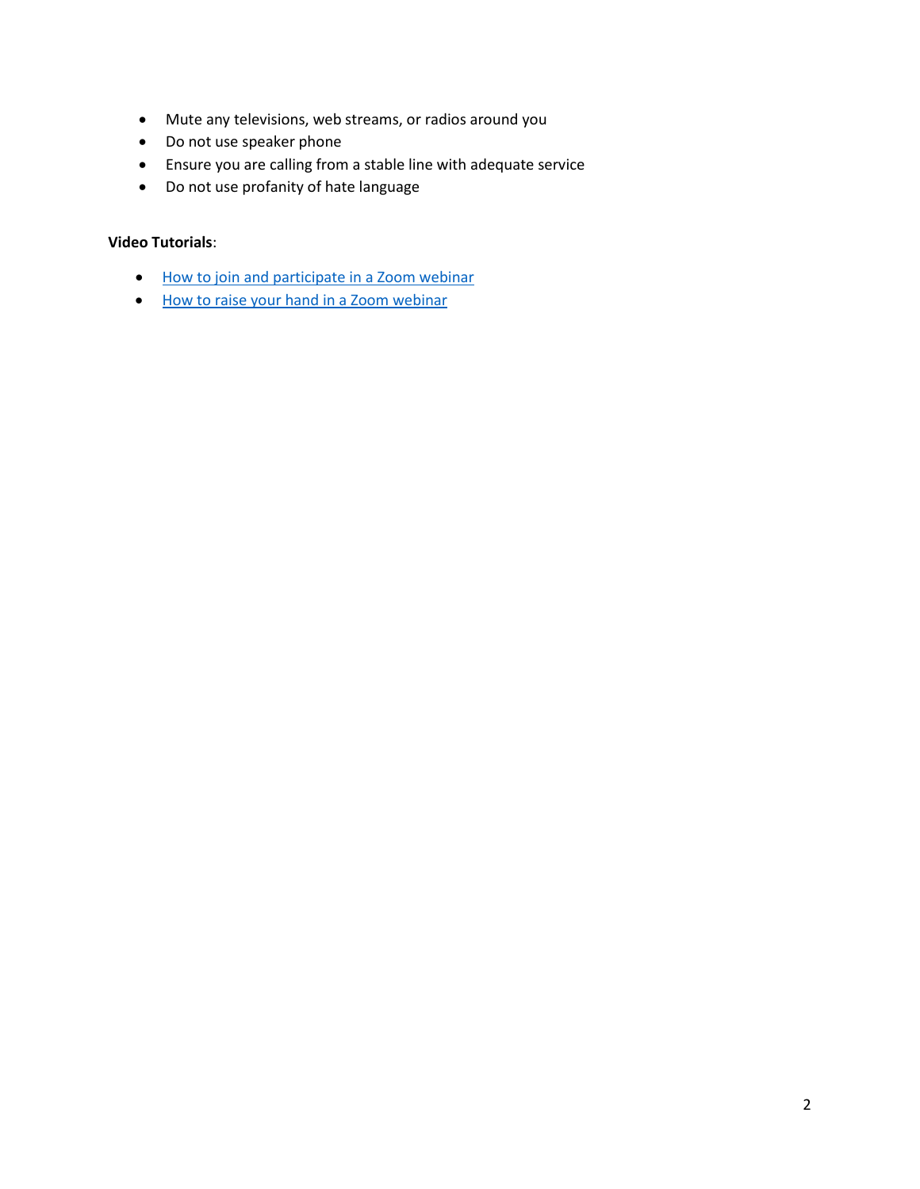- Mute any televisions, web streams, or radios around you
- Do not use speaker phone
- Ensure you are calling from a stable line with adequate service
- Do not use profanity of hate language

**Video Tutorials**:

- How to join and participate in a Zoom webinar
- How to raise your hand in a Zoom webinar